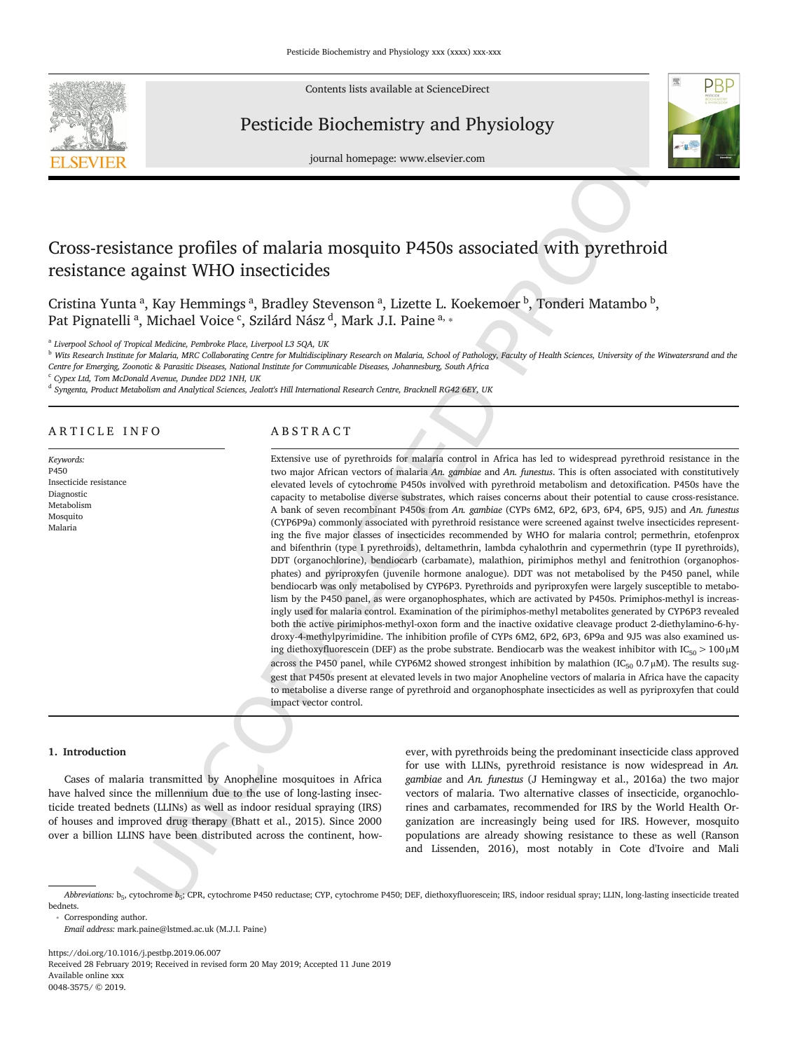# Cross-resistance profiles of malaria mosquito P450s associated with pyrethroid resistance against WHO insecticides

Cristina Yunta[a], Kay Hemmings[a], Bradley Stevenson[a], Lizette L. Koekemoer[b], Tonderi Matambo[b], Pat Pignatelli[a], Michael Voice[c], Szilárd Nász[d], Mark J.I. Paine[a,*]

[a] Liverpool School of Tropical Medicine, Pembroke Place, Liverpool L3 5QA, UK

[b] Wits Research Institute for Malaria, MRC Collaborating Centre for Multidisciplinary Research on Malaria, School of Pathology, Faculty of Health Sciences, University of the Witwatersrand and the Centre for Emerging, Zoonotic & Parasitic Diseases, National Institute for Communicable Diseases, Johannesburg, South Africa

[c] Cypex Ltd, Tom McDonald Avenue, Dundee DD2 1NH, UK

[d] Syngenta, Product Metabolism and Analytical Sciences, Jealott's Hill International Research Centre, Bracknell RG42 6EY, UK

## ARTICLE INFO

*Keywords:*
P450
Insecticide resistance
Diagnostic
Metabolism
Mosquito
Malaria

## ABSTRACT

Extensive use of pyrethroids for malaria control in Africa has led to widespread pyrethroid resistance in the two major African vectors of malaria *An. gambiae* and *An. funestus*. This is often associated with constitutively elevated levels of cytochrome P450s involved with pyrethroid metabolism and detoxification. P450s have the capacity to metabolise diverse substrates, which raises concerns about their potential to cause cross-resistance. A bank of seven recombinant P450s from *An. gambiae* (CYPs 6M2, 6P2, 6P3, 6P4, 6P5, 9J5) and *An. funestus* (CYP6P9a) commonly associated with pyrethroid resistance were screened against twelve insecticides representing the five major classes of insecticides recommended by WHO for malaria control; permethrin, etofenprox and bifenthrin (type I pyrethroids), deltamethrin, lambda cyhalothrin and cypermethrin (type II pyrethroids), DDT (organochlorine), bendiocarb (carbamate), malathion, pirimiphos methyl and fenitrothion (organophosphates) and pyriproxyfen (juvenile hormone analogue). DDT was not metabolised by the P450 panel, while bendiocarb was only metabolised by CYP6P3. Pyrethroids and pyriproxyfen were largely susceptible to metabolism by the P450 panel, as were organophosphates, which are activated by P450s. Primiphos-methyl is increasingly used for malaria control. Examination of the pirimiphos-methyl metabolites generated by CYP6P3 revealed both the active pirimiphos-methyl-oxon form and the inactive oxidative cleavage product 2-diethylamino-6-hydroxy-4-methylpyrimidine. The inhibition profile of CYPs 6M2, 6P2, 6P3, 6P9a and 9J5 was also examined using diethoxyfluorescein (DEF) as the probe substrate. Bendiocarb was the weakest inhibitor with $IC_{50} > 100\,\mu M$ across the P450 panel, while CYP6M2 showed strongest inhibition by malathion ($IC_{50}$ $0.7\,\mu M$). The results suggest that P450s present at elevated levels in two major Anopheline vectors of malaria in Africa have the capacity to metabolise a diverse range of pyrethroid and organophosphate insecticides as well as pyriproxyfen that could impact vector control.

## 1. Introduction

Cases of malaria transmitted by Anopheline mosquitoes in Africa have halved since the millennium due to the use of long-lasting insecticide treated bednets (LLINs) as well as indoor residual spraying (IRS) of houses and improved drug therapy (Bhatt et al., 2015). Since 2000 over a billion LLINS have been distributed across the continent, however, with pyrethroids being the predominant insecticide class approved for use with LLINs, pyrethroid resistance is now widespread in *An. gambiae* and *An. funestus* (J Hemingway et al., 2016a) the two major vectors of malaria. Two alternative classes of insecticide, organochlorines and carbamates, recommended for IRS by the World Health Organization are increasingly being used for IRS. However, mosquito populations are already showing resistance to these as well (Ranson and Lissenden, 2016), most notably in Cote d'Ivoire and Mali

*Abbreviations:* $b_5$, cytochrome $b_5$; CPR, cytochrome P450 reductase; CYP, cytochrome P450; DEF, diethoxyfluorescein; IRS, indoor residual spray; LLIN, long-lasting insecticide treated bednets.

\* Corresponding author.

*Email address:* mark.paine@lstmed.ac.uk (M.J.I. Paine)

https://doi.org/10.1016/j.pestbp.2019.06.007
Received 28 February 2019; Received in revised form 20 May 2019; Accepted 11 June 2019
Available online xxx
0048-3575/ © 2019.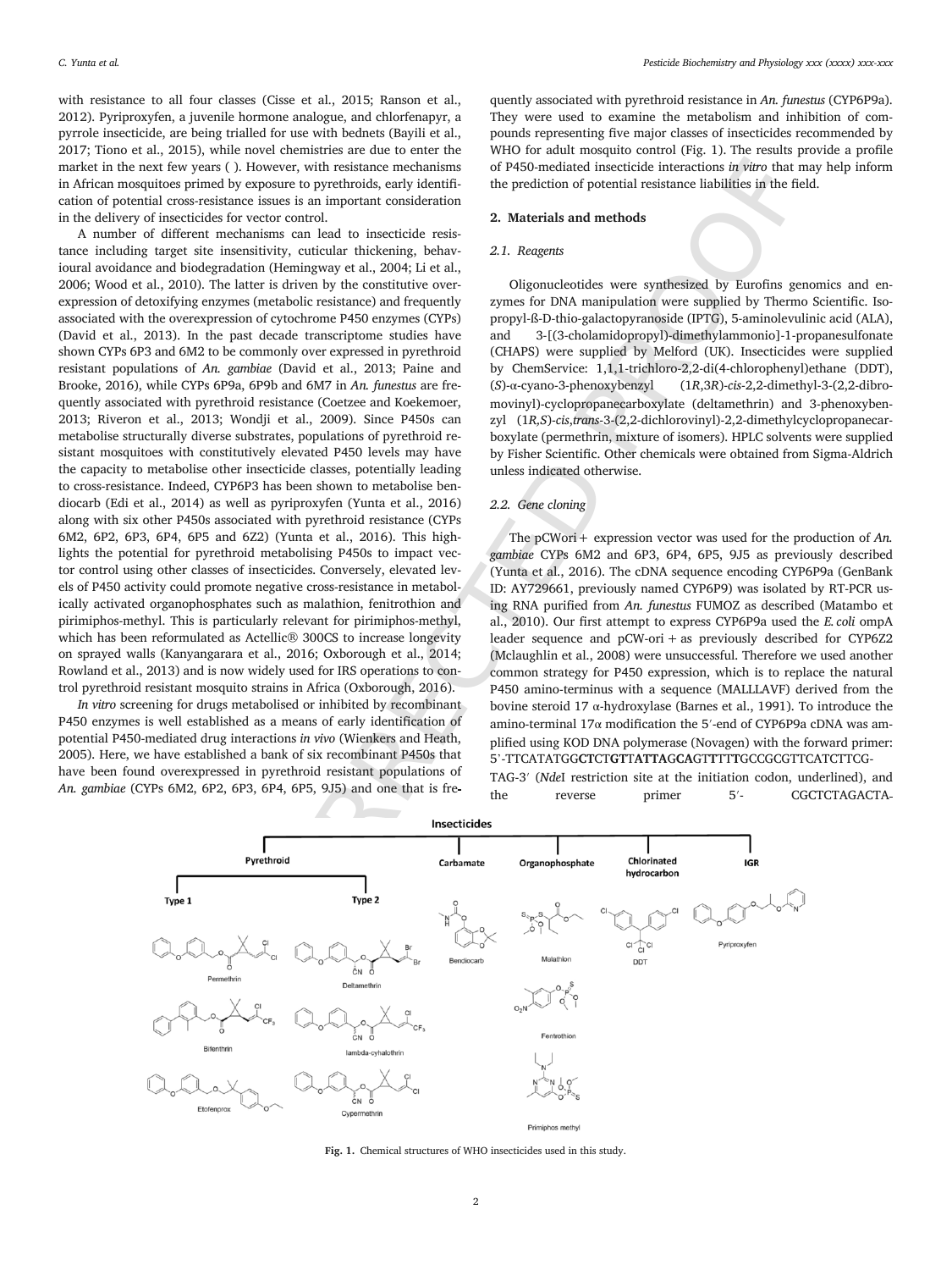with resistance to all four classes (Cisse et al., 2015; Ranson et al., 2012). Pyriproxyfen, a juvenile hormone analogue, and chlorfenapyr, a pyrrole insecticide, are being trialled for use with bednets (Bayili et al., 2017; Tiono et al., 2015), while novel chemistries are due to enter the market in the next few years ( ). However, with resistance mechanisms in African mosquitoes primed by exposure to pyrethroids, early identification of potential cross-resistance issues is an important consideration in the delivery of insecticides for vector control.

A number of different mechanisms can lead to insecticide resistance including target site insensitivity, cuticular thickening, behavioural avoidance and biodegradation (Hemingway et al., 2004; Li et al., 2006; Wood et al., 2010). The latter is driven by the constitutive overexpression of detoxifying enzymes (metabolic resistance) and frequently associated with the overexpression of cytochrome P450 enzymes (CYPs) (David et al., 2013). In the past decade transcriptome studies have shown CYPs 6P3 and 6M2 to be commonly over expressed in pyrethroid resistant populations of *An. gambiae* (David et al., 2013; Paine and Brooke, 2016), while CYPs 6P9a, 6P9b and 6M7 in *An. funestus* are frequently associated with pyrethroid resistance (Coetzee and Koekemoer, 2013; Riveron et al., 2013; Wondji et al., 2009). Since P450s can metabolise structurally diverse substrates, populations of pyrethroid resistant mosquitoes with constitutively elevated P450 levels may have the capacity to metabolise other insecticide classes, potentially leading to cross-resistance. Indeed, CYP6P3 has been shown to metabolise bendiocarb (Edi et al., 2014) as well as pyriproxyfen (Yunta et al., 2016) along with six other P450s associated with pyrethroid resistance (CYPs 6M2, 6P2, 6P3, 6P4, 6P5 and 6Z2) (Yunta et al., 2016). This highlights the potential for pyrethroid metabolising P450s to impact vector control using other classes of insecticides. Conversely, elevated levels of P450 activity could promote negative cross-resistance in metabolically activated organophosphates such as malathion, fenitrothion and pirimiphos-methyl. This is particularly relevant for pirimiphos-methyl, which has been reformulated as Actellic® 300CS to increase longevity on sprayed walls (Kanyangarara et al., 2016; Oxborough et al., 2014; Rowland et al., 2013) and is now widely used for IRS operations to control pyrethroid resistant mosquito strains in Africa (Oxborough, 2016).

*In vitro* screening for drugs metabolised or inhibited by recombinant P450 enzymes is well established as a means of early identification of potential P450-mediated drug interactions *in vivo* (Wienkers and Heath, 2005). Here, we have established a bank of six recombinant P450s that have been found overexpressed in pyrethroid resistant populations of *An. gambiae* (CYPs 6M2, 6P2, 6P3, 6P4, 6P5, 9J5) and one that is frequently associated with pyrethroid resistance in *An. funestus* (CYP6P9a). They were used to examine the metabolism and inhibition of compounds representing five major classes of insecticides recommended by WHO for adult mosquito control (Fig. 1). The results provide a profile of P450-mediated insecticide interactions *in vitro* that may help inform the prediction of potential resistance liabilities in the field.

## 2. Materials and methods

### 2.1. Reagents

Oligonucleotides were synthesized by Eurofins genomics and enzymes for DNA manipulation were supplied by Thermo Scientific. Isopropyl-ß-D-thio-galactopyranoside (IPTG), 5-aminolevulinic acid (ALA), and 3-[(3-cholamidopropyl)-dimethylammonio]-1-propanesulfonate (CHAPS) were supplied by Melford (UK). Insecticides were supplied by ChemService: 1,1,1-trichloro-2,2-di(4-chlorophenyl)ethane (DDT), (*S*)-α-cyano-3-phenoxybenzyl (1*R*,3*R*)-*cis*-2,2-dimethyl-3-(2,2-dibromovinyl)-cyclopropanecarboxylate (deltamethrin) and 3-phenoxybenzyl (1*R*,*S*)-*cis*,*trans*-3-(2,2-dichlorovinyl)-2,2-dimethylcyclopropanecarboxylate (permethrin, mixture of isomers). HPLC solvents were supplied by Fisher Scientific. Other chemicals were obtained from Sigma-Aldrich unless indicated otherwise.

### 2.2. Gene cloning

The pCWori+ expression vector was used for the production of *An. gambiae* CYPs 6M2 and 6P3, 6P4, 6P5, 9J5 as previously described (Yunta et al., 2016). The cDNA sequence encoding CYP6P9a (GenBank ID: AY729661, previously named CYP6P9) was isolated by RT-PCR using RNA purified from *An. funestus* FUMOZ as described (Matambo et al., 2010). Our first attempt to express CYP6P9a used the *E. coli* ompA leader sequence and pCW-ori+ as previously described for CYP6Z2 (Mclaughlin et al., 2008) were unsuccessful. Therefore we used another common strategy for P450 expression, which is to replace the natural P450 amino-terminus with a sequence (MALLLAVF) derived from the bovine steroid 17 α-hydroxylase (Barnes et al., 1991). To introduce the amino-terminal 17α modification the 5′-end of CYP6P9a cDNA was amplified using KOD DNA polymerase (Novagen) with the forward primer: 5'-TTCATATGG**C**T**C**TG**T**T**A**TTA**G**C**A**GT**T**TT**T**GCCGCGTTCATCTTCG-TAG-3′ (*Nde*I restriction site at the initiation codon, underlined), and the reverse primer 5′- CGCTCTAGACTA-

Insecticides

Pyrethroid

Type 1

Type 2

Carbamate

Organophosphate

Chlorinated hydrocarbon

IGR

Permethrin

Deltamethrin

Bendiocarb

Malathion

DDT

Pyriproxyfen

Bifenthrin

lambda-cyhalothrin

Fenitrothion

Etofenprox

Cypermethrin

Primiphos methyl

**Fig. 1.** Chemical structures of WHO insecticides used in this study.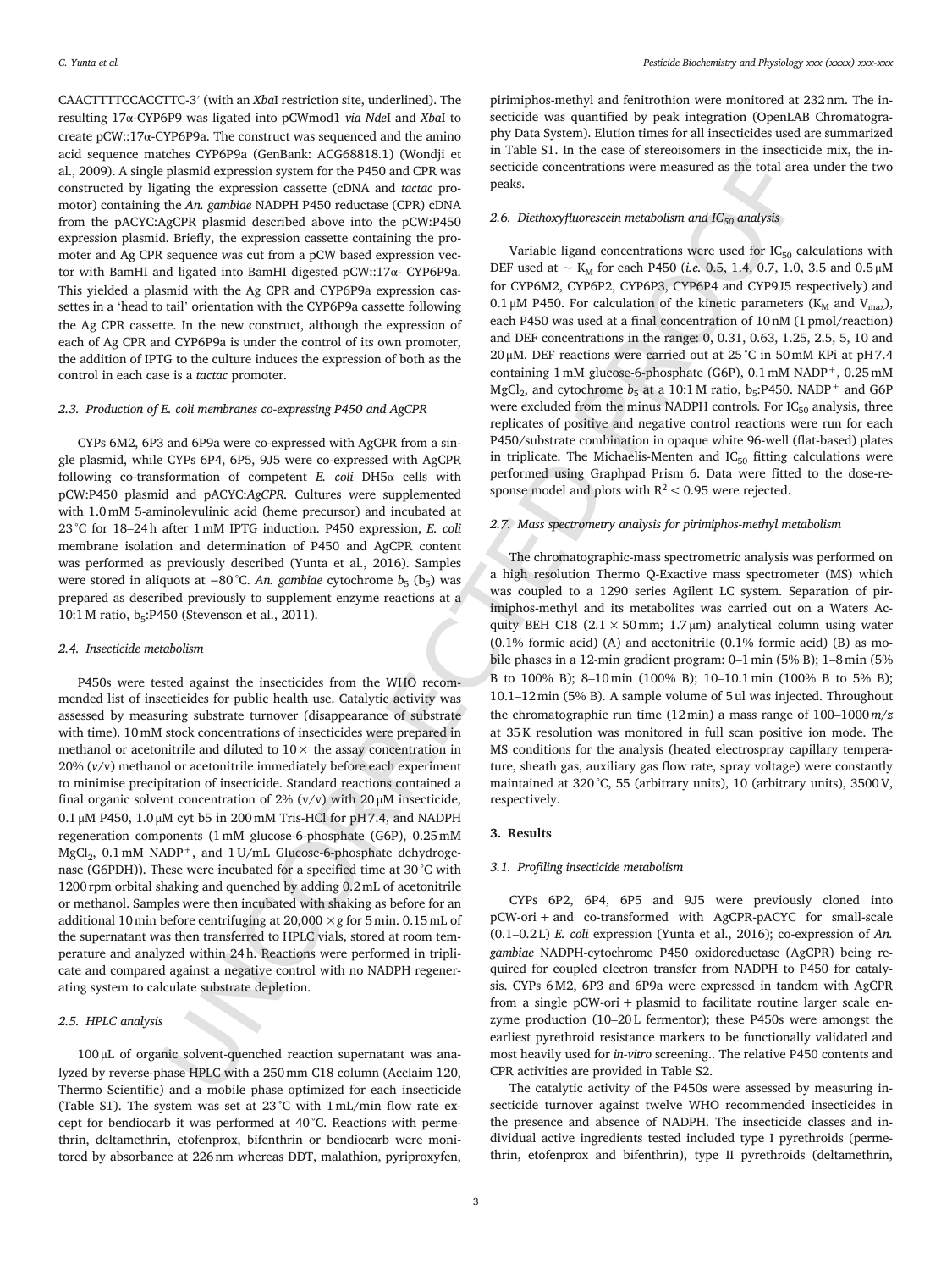CAACTTTTCCACCTTC-3′ (with an *Xba*I restriction site, underlined). The resulting 17α-CYP6P9 was ligated into pCWmod1 *via Nde*I and *Xba*I to create pCW::17α-CYP6P9a. The construct was sequenced and the amino acid sequence matches CYP6P9a (GenBank: ACG68818.1) (Wondji et al., 2009). A single plasmid expression system for the P450 and CPR was constructed by ligating the expression cassette (cDNA and *tactac* promotor) containing the *An. gambiae* NADPH P450 reductase (CPR) cDNA from the pACYC:AgCPR plasmid described above into the pCW:P450 expression plasmid. Briefly, the expression cassette containing the promoter and Ag CPR sequence was cut from a pCW based expression vector with BamHI and ligated into BamHI digested pCW::17α- CYP6P9a. This yielded a plasmid with the Ag CPR and CYP6P9a expression cassettes in a 'head to tail' orientation with the CYP6P9a cassette following the Ag CPR cassette. In the new construct, although the expression of each of Ag CPR and CYP6P9a is under the control of its own promoter, the addition of IPTG to the culture induces the expression of both as the control in each case is a *tactac* promoter.

### 2.3. Production of E. coli membranes co-expressing P450 and AgCPR

CYPs 6M2, 6P3 and 6P9a were co-expressed with AgCPR from a single plasmid, while CYPs 6P4, 6P5, 9J5 were co-expressed with AgCPR following co-transformation of competent *E. coli* DH5α cells with pCW:P450 plasmid and pACYC:*AgCPR.* Cultures were supplemented with 1.0 mM 5-aminolevulinic acid (heme precursor) and incubated at 23 °C for 18–24 h after 1 mM IPTG induction. P450 expression, *E. coli* membrane isolation and determination of P450 and AgCPR content was performed as previously described (Yunta et al., 2016). Samples were stored in aliquots at −80 °C. *An. gambiae* cytochrome $b_5$ ($b_5$) was prepared as described previously to supplement enzyme reactions at a 10:1 M ratio, $b_5$:P450 (Stevenson et al., 2011).

### 2.4. Insecticide metabolism

P450s were tested against the insecticides from the WHO recommended list of insecticides for public health use. Catalytic activity was assessed by measuring substrate turnover (disappearance of substrate with time). 10 mM stock concentrations of insecticides were prepared in methanol or acetonitrile and diluted to 10× the assay concentration in 20% (*v*/*v*) methanol or acetonitrile immediately before each experiment to minimise precipitation of insecticide. Standard reactions contained a final organic solvent concentration of 2% (v/v) with 20 μM insecticide, 0.1 μM P450, 1.0 μM cyt b5 in 200 mM Tris-HCl for pH 7.4, and NADPH regeneration components (1 mM glucose-6-phosphate (G6P), 0.25 mM $MgCl_2$, 0.1 mM $NADP^+$, and 1 U/mL Glucose-6-phosphate dehydrogenase (G6PDH)). These were incubated for a specified time at 30 °C with 1200 rpm orbital shaking and quenched by adding 0.2 mL of acetonitrile or methanol. Samples were then incubated with shaking as before for an additional 10 min before centrifuging at 20,000 ×*g* for 5 min. 0.15 mL of the supernatant was then transferred to HPLC vials, stored at room temperature and analyzed within 24 h. Reactions were performed in triplicate and compared against a negative control with no NADPH regenerating system to calculate substrate depletion.

### 2.5. HPLC analysis

100 μL of organic solvent-quenched reaction supernatant was analyzed by reverse-phase HPLC with a 250 mm C18 column (Acclaim 120, Thermo Scientific) and a mobile phase optimized for each insecticide (Table S1). The system was set at 23 °C with 1 mL/min flow rate except for bendiocarb it was performed at 40 °C. Reactions with permethrin, deltamethrin, etofenprox, bifenthrin or bendiocarb were monitored by absorbance at 226 nm whereas DDT, malathion, pyriproxyfen, pirimiphos-methyl and fenitrothion were monitored at 232 nm. The insecticide was quantified by peak integration (OpenLAB Chromatography Data System). Elution times for all insecticides used are summarized in Table S1. In the case of stereoisomers in the insecticide mix, the insecticide concentrations were measured as the total area under the two peaks.

### 2.6. Diethoxyfluorescein metabolism and $IC_{50}$ analysis

Variable ligand concentrations were used for $IC_{50}$ calculations with DEF used at ~ $K_M$ for each P450 (*i.e.* 0.5, 1.4, 0.7, 1.0, 3.5 and 0.5 μM for CYP6M2, CYP6P2, CYP6P3, CYP6P4 and CYP9J5 respectively) and 0.1 μM P450. For calculation of the kinetic parameters ($K_M$ and $V_{max}$), each P450 was used at a final concentration of 10 nM (1 pmol/reaction) and DEF concentrations in the range: 0, 0.31, 0.63, 1.25, 2.5, 5, 10 and 20 μM. DEF reactions were carried out at 25 °C in 50 mM KPi at pH 7.4 containing 1 mM glucose-6-phosphate (G6P), 0.1 mM $NADP^+$, 0.25 mM $MgCl_2$, and cytochrome $b_5$ at a 10:1 M ratio, $b_5$:P450. $NADP^+$ and G6P were excluded from the minus NADPH controls. For $IC_{50}$ analysis, three replicates of positive and negative control reactions were run for each P450/substrate combination in opaque white 96-well (flat-based) plates in triplicate. The Michaelis-Menten and $IC_{50}$ fitting calculations were performed using Graphpad Prism 6. Data were fitted to the dose-response model and plots with $R^2 < 0.95$ were rejected.

### 2.7. Mass spectrometry analysis for pirimiphos-methyl metabolism

The chromatographic-mass spectrometric analysis was performed on a high resolution Thermo Q-Exactive mass spectrometer (MS) which was coupled to a 1290 series Agilent LC system. Separation of pirimiphos-methyl and its metabolites was carried out on a Waters Acquity BEH C18 (2.1 × 50 mm; 1.7 μm) analytical column using water (0.1% formic acid) (A) and acetonitrile (0.1% formic acid) (B) as mobile phases in a 12-min gradient program: 0–1 min (5% B); 1–8 min (5% B to 100% B); 8–10 min (100% B); 10–10.1 min (100% B to 5% B); 10.1–12 min (5% B). A sample volume of 5 ul was injected. Throughout the chromatographic run time (12 min) a mass range of 100–1000 *m/z* at 35 K resolution was monitored in full scan positive ion mode. The MS conditions for the analysis (heated electrospray capillary temperature, sheath gas, auxiliary gas flow rate, spray voltage) were constantly maintained at 320 °C, 55 (arbitrary units), 10 (arbitrary units), 3500 V, respectively.

## 3. Results

### 3.1. Profiling insecticide metabolism

CYPs 6P2, 6P4, 6P5 and 9J5 were previously cloned into pCW-ori + and co-transformed with AgCPR-pACYC for small-scale (0.1–0.2 L) *E. coli* expression (Yunta et al., 2016); co-expression of *An. gambiae* NADPH-cytochrome P450 oxidoreductase (AgCPR) being required for coupled electron transfer from NADPH to P450 for catalysis. CYPs 6 M2, 6P3 and 6P9a were expressed in tandem with AgCPR from a single pCW-ori + plasmid to facilitate routine larger scale enzyme production (10–20 L fermentor); these P450s were amongst the earliest pyrethroid resistance markers to be functionally validated and most heavily used for *in-vitro* screening.. The relative P450 contents and CPR activities are provided in Table S2.

The catalytic activity of the P450s were assessed by measuring insecticide turnover against twelve WHO recommended insecticides in the presence and absence of NADPH. The insecticide classes and individual active ingredients tested included type I pyrethroids (permethrin, etofenprox and bifenthrin), type II pyrethroids (deltamethrin,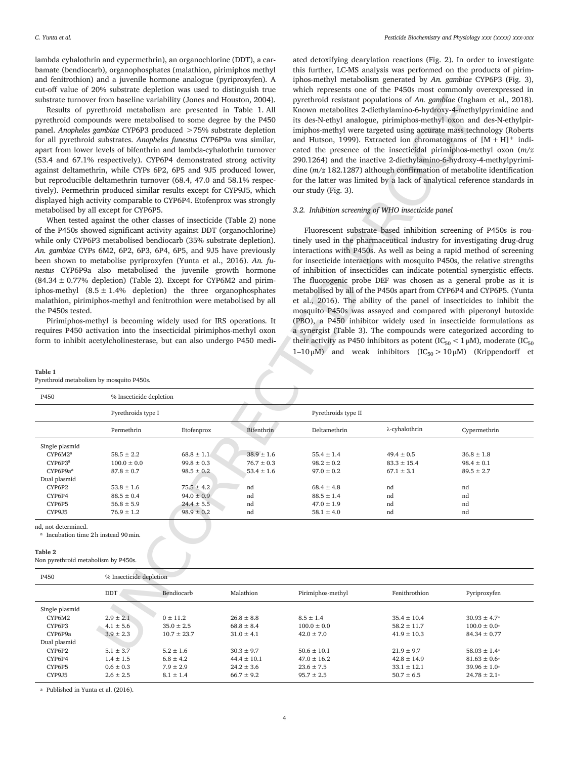lambda cyhalothrin and cypermethrin), an organochlorine (DDT), a carbamate (bendiocarb), organophosphates (malathion, pirimiphos methyl and fenitrothion) and a juvenile hormone analogue (pyriproxyfen). A cut-off value of 20% substrate depletion was used to distinguish true substrate turnover from baseline variability (Jones and Houston, 2004).

Results of pyrethroid metabolism are presented in Table 1. All pyrethroid compounds were metabolised to some degree by the P450 panel. *Anopheles gambiae* CYP6P3 produced >75% substrate depletion for all pyrethroid substrates. *Anopheles funestus* CYP6P9a was similar, apart from lower levels of bifenthrin and lambda-cyhalothrin turnover (53.4 and 67.1% respectively). CYP6P4 demonstrated strong activity against deltamethrin, while CYPs 6P2, 6P5 and 9J5 produced lower, but reproducible deltamethrin turnover (68.4, 47.0 and 58.1% respectively). Permethrin produced similar results except for CYP9J5, which displayed high activity comparable to CYP6P4. Etofenprox was strongly metabolised by all except for CYP6P5.

When tested against the other classes of insecticide (Table 2) none of the P450s showed significant activity against DDT (organochlorine) while only CYP6P3 metabolised bendiocarb (35% substrate depletion). *An. gambiae* CYPs 6M2, 6P2, 6P3, 6P4, 6P5, and 9J5 have previously been shown to metabolise pyriproxyfen (Yunta et al., 2016). *An. funestus* CYP6P9a also metabolised the juvenile growth hormone (84.34 ± 0.77% depletion) (Table 2). Except for CYP6M2 and pirimiphos-methyl (8.5 ± 1.4% depletion) the three organophosphates malathion, pirimiphos-methyl and fenitrothion were metabolised by all the P450s tested.

Pirimiphos-methyl is becoming widely used for IRS operations. It requires P450 activation into the insecticidal pirimiphos-methyl oxon form to inhibit acetylcholinesterase, but can also undergo P450 mediated detoxifying dearylation reactions (Fig. 2). In order to investigate this further, LC-MS analysis was performed on the products of pirimiphos-methyl metabolism generated by *An. gambiae* CYP6P3 (Fig. 3), which represents one of the P450s most commonly overexpressed in pyrethroid resistant populations of *An. gambiae* (Ingham et al., 2018). Known metabolites 2-diethylamino-6-hydroxy-4-methylpyrimidine and its des-N-ethyl analogue, pirimiphos-methyl oxon and des-N-ethylpirimiphos-methyl were targeted using accurate mass technology (Roberts and Hutson, 1999). Extracted ion chromatograms of $[M+H]^+$ indicated the presence of the insecticidal pirimiphos-methyl oxon (*m/z* 290.1264) and the inactive 2-diethylamino-6-hydroxy-4-methylpyrimidine (*m/z* 182.1287) although confirmation of metabolite identification for the latter was limited by a lack of analytical reference standards in our study (Fig. 3).

### 3.2. Inhibition screening of WHO insecticide panel

Fluorescent substrate based inhibition screening of P450s is routinely used in the pharmaceutical industry for investigating drug-drug interactions with P450s. As well as being a rapid method of screening for insecticide interactions with mosquito P450s, the relative strengths of inhibition of insecticides can indicate potential synergistic effects. The fluorogenic probe DEF was chosen as a general probe as it is metabolised by all of the P450s apart from CYP6P4 and CYP6P5. (Yunta et al., 2016). The ability of the panel of insecticides to inhibit the mosquito P450s was assayed and compared with piperonyl butoxide (PBO), a P450 inhibitor widely used in insecticide formulations as a synergist (Table 3). The compounds were categorized according to their activity as P450 inhibitors as potent ($IC_{50} < 1\,\mu M$), moderate ($IC_{50}$ 1–10 μM) and weak inhibitors ($IC_{50} > 10\,\mu M$) (Krippendorff et

**Table 1**
Pyrethroid metabolism by mosquito P450s.

| P450 | % Insecticide depletion | | | | | |
|---|---|---|---|---|---|---|
| | Pyrethroids type I | | | Pyrethroids type II | | |
| | Permethrin | Etofenprox | Bifenthrin | Deltamethrin | λ-cyhalothrin | Cypermethrin |
| Single plasmid | | | | | | |
| CYP6M2[a] | 58.5 ± 2.2 | 68.8 ± 1.1 | 38.9 ± 1.6 | 55.4 ± 1.4 | 49.4 ± 0.5 | 36.8 ± 1.8 |
| CYP6P3[a] | 100.0 ± 0.0 | 99.8 ± 0.3 | 76.7 ± 0.3 | 98.2 ± 0.2 | 83.3 ± 15.4 | 98.4 ± 0.1 |
| CYP6P9a[a] | 87.8 ± 0.7 | 98.5 ± 0.2 | 53.4 ± 1.6 | 97.0 ± 0.2 | 67.1 ± 3.1 | 89.5 ± 2.7 |
| Dual plasmid | | | | | | |
| CYP6P2 | 53.8 ± 1.6 | 75.5 ± 4.2 | nd | 68.4 ± 4.8 | nd | nd |
| CYP6P4 | 88.5 ± 0.4 | 94.0 ± 0.9 | nd | 88.5 ± 1.4 | nd | nd |
| CYP6P5 | 56.8 ± 5.9 | 24.4 ± 5.5 | nd | 47.0 ± 1.9 | nd | nd |
| CYP9J5 | 76.9 ± 1.2 | 98.9 ± 0.2 | nd | 58.1 ± 4.0 | nd | nd |

nd, not determined.
[a] Incubation time 2 h instead 90 min.

**Table 2**
Non pyrethroid metabolism by P450s.

| P450 | % Insecticide depletion | | | | | |
|---|---|---|---|---|---|---|
| | DDT | Bendiocarb | Malathion | Pirimiphos-methyl | Fenithrothion | Pyriproxyfen |
| Single plasmid | | | | | | |
| CYP6M2 | 2.9 ± 2.1 | 0 ± 11.2 | 26.8 ± 8.8 | 8.5 ± 1.4 | 35.4 ± 10.4 | 30.93 ± 4.7[a] |
| CYP6P3 | 4.1 ± 5.6 | 35.0 ± 2.5 | 68.8 ± 8.4 | 100.0 ± 0.0 | 58.2 ± 11.7 | 100.0 ± 0.0[a] |
| CYP6P9a | 3.9 ± 2.3 | 10.7 ± 23.7 | 31.0 ± 4.1 | 42.0 ± 7.0 | 41.9 ± 10.3 | 84.34 ± 0.77 |
| Dual plasmid | | | | | | |
| CYP6P2 | 5.1 ± 3.7 | 5.2 ± 1.6 | 30.3 ± 9.7 | 50.6 ± 10.1 | 21.9 ± 9.7 | 58.03 ± 1.4[a] |
| CYP6P4 | 1.4 ± 1.5 | 6.8 ± 4.2 | 44.4 ± 10.1 | 47.0 ± 16.2 | 42.8 ± 14.9 | 81.63 ± 0.6[a] |
| CYP6P5 | 0.6 ± 0.3 | 7.9 ± 2.9 | 24.2 ± 3.6 | 23.6 ± 7.5 | 33.1 ± 12.1 | 39.96 ± 1.0[a] |
| CYP9J5 | 2.6 ± 2.5 | 8.1 ± 1.4 | 66.7 ± 9.2 | 95.7 ± 2.5 | 50.7 ± 6.5 | 24.78 ± 2.1[a] |

[a] Published in Yunta et al. (2016).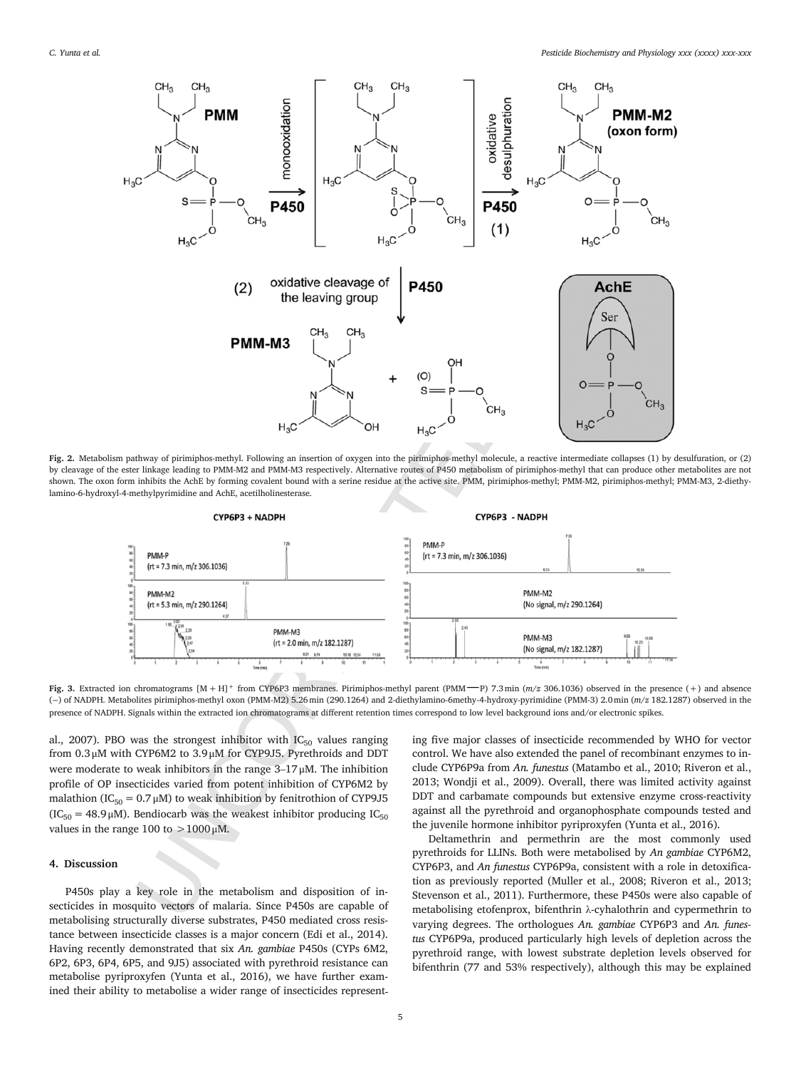PMM

monooxidation

P450

oxidative desulphuration

P450

(1)

PMM-M2 (oxon form)

(2) oxidative cleavage of the leaving group

P450

PMM-M3

AchE

Ser

Fig. 2. Metabolism pathway of pirimiphos-methyl. Following an insertion of oxygen into the pirimiphos-methyl molecule, a reactive intermediate collapses (1) by desulfuration, or (2) by cleavage of the ester linkage leading to PMM-M2 and PMM-M3 respectively. Alternative routes of P450 metabolism of pirimiphos-methyl that can produce other metabolites are not shown. The oxon form inhibits the AchE by forming covalent bound with a serine residue at the active site. PMM, pirimiphos-methyl; PMM-M2, pirimiphos-methyl; PMM-M3, 2-diethylamino-6-hydroxyl-4-methylpyrimidine and AchE, acetilholinesterase.

CYP6P3 + NADPH

PMM-P (rt = 7.3 min, m/z 306.1036)

PMM-M2 (rt = 5.3 min, m/z 290.1264)

PMM-M3 (rt = 2.0 min, m/z 182.1287)

CYP6P3 - NADPH

PMM-P (rt = 7.3 min, m/z 306.1036)

PMM-M2 (No signal, m/z 290.1264)

PMM-M3 (No signal, m/z 182.1287)

Fig. 3. Extracted ion chromatograms $[M + H]^+$ from CYP6P3 membranes. Pirimiphos-methyl parent (PMM—P) 7.3 min (*m/z* 306.1036) observed in the presence (+) and absence (−) of NADPH. Metabolites pirimiphos-methyl oxon (PMM-M2) 5.26 min (290.1264) and 2-diethylamino-6methy-4-hydroxy-pyrimidine (PMM-3) 2.0 min (*m/z* 182.1287) observed in the presence of NADPH. Signals within the extracted ion chromatograms at different retention times correspond to low level background ions and/or electronic spikes.

al., 2007). PBO was the strongest inhibitor with $IC_{50}$ values ranging from 0.3 μM with CYP6M2 to 3.9 μM for CYP9J5. Pyrethroids and DDT were moderate to weak inhibitors in the range 3–17 μM. The inhibition profile of OP insecticides varied from potent inhibition of CYP6M2 by malathion ($IC_{50}$ = 0.7 μM) to weak inhibition by fenitrothion of CYP9J5 ($IC_{50}$ = 48.9 μM). Bendiocarb was the weakest inhibitor producing $IC_{50}$ values in the range 100 to > 1000 μM.

## 4. Discussion

P450s play a key role in the metabolism and disposition of insecticides in mosquito vectors of malaria. Since P450s are capable of metabolising structurally diverse substrates, P450 mediated cross resistance between insecticide classes is a major concern (Edi et al., 2014). Having recently demonstrated that six *An. gambiae* P450s (CYPs 6M2, 6P2, 6P3, 6P4, 6P5, and 9J5) associated with pyrethroid resistance can metabolise pyriproxyfen (Yunta et al., 2016), we have further examined their ability to metabolise a wider range of insecticides representing five major classes of insecticide recommended by WHO for vector control. We have also extended the panel of recombinant enzymes to include CYP6P9a from *An. funestus* (Matambo et al., 2010; Riveron et al., 2013; Wondji et al., 2009). Overall, there was limited activity against DDT and carbamate compounds but extensive enzyme cross-reactivity against all the pyrethroid and organophosphate compounds tested and the juvenile hormone inhibitor pyriproxyfen (Yunta et al., 2016).

Deltamethrin and permethrin are the most commonly used pyrethroids for LLINs. Both were metabolised by *An gambiae* CYP6M2, CYP6P3, and *An funestus* CYP6P9a, consistent with a role in detoxification as previously reported (Muller et al., 2008; Riveron et al., 2013; Stevenson et al., 2011). Furthermore, these P450s were also capable of metabolising etofenprox, bifenthrin λ-cyhalothrin and cypermethrin to varying degrees. The orthologues *An. gambiae* CYP6P3 and *An. funestus* CYP6P9a, produced particularly high levels of depletion across the pyrethroid range, with lowest substrate depletion levels observed for bifenthrin (77 and 53% respectively), although this may be explained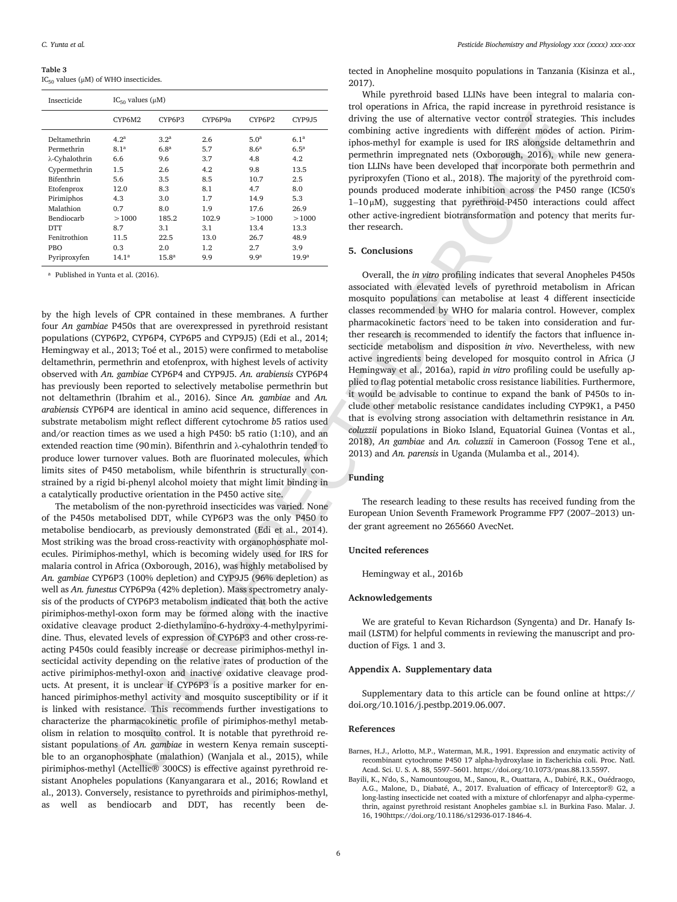**Table 3**
$IC_{50}$ values (μM) of WHO insecticides.

| Insecticide | $IC_{50}$ values (μM) | | | | |
|---|---|---|---|---|---|
| | CYP6M2 | CYP6P3 | CYP6P9a | CYP6P2 | CYP9J5 |
| Deltamethrin | 4.2[a] | 3.2[a] | 2.6 | 5.0[a] | 6.1[a] |
| Permethrin | 8.1[a] | 6.8[a] | 5.7 | 8.6[a] | 6.5[a] |
| λ-Cyhalothrin | 6.6 | 9.6 | 3.7 | 4.8 | 4.2 |
| Cypermethrin | 1.5 | 2.6 | 4.2 | 9.8 | 13.5 |
| Bifenthrin | 5.6 | 3.5 | 8.5 | 10.7 | 2.5 |
| Etofenprox | 12.0 | 8.3 | 8.1 | 4.7 | 8.0 |
| Pirimiphos | 4.3 | 3.0 | 1.7 | 14.9 | 5.3 |
| Malathion | 0.7 | 8.0 | 1.9 | 17.6 | 26.9 |
| Bendiocarb | >1000 | 185.2 | 102.9 | >1000 | >1000 |
| DTT | 8.7 | 3.1 | 3.1 | 13.4 | 13.3 |
| Fenitrothion | 11.5 | 22.5 | 13.0 | 26.7 | 48.9 |
| PBO | 0.3 | 2.0 | 1.2 | 2.7 | 3.9 |
| Pyriproxyfen | 14.1[a] | 15.8[a] | 9.9 | 9.9[a] | 19.9[a] |

[a] Published in Yunta et al. (2016).

by the high levels of CPR contained in these membranes. A further four *An gambiae* P450s that are overexpressed in pyrethroid resistant populations (CYP6P2, CYP6P4, CYP6P5 and CYP9J5) (Edi et al., 2014; Hemingway et al., 2013; Toé et al., 2015) were confirmed to metabolise deltamethrin, permethrin and etofenprox, with highest levels of activity observed with *An. gambiae* CYP6P4 and CYP9J5. *An. arabiensis* CYP6P4 has previously been reported to selectively metabolise permethrin but not deltamethrin (Ibrahim et al., 2016). Since *An. gambiae* and *An. arabiensis* CYP6P4 are identical in amino acid sequence, differences in substrate metabolism might reflect different cytochrome *b*5 ratios used and/or reaction times as we used a high P450: b5 ratio (1:10), and an extended reaction time (90 min). Bifenthrin and λ-cyhalothrin tended to produce lower turnover values. Both are fluorinated molecules, which limits sites of P450 metabolism, while bifenthrin is structurally constrained by a rigid bi-phenyl alcohol moiety that might limit binding in a catalytically productive orientation in the P450 active site.

The metabolism of the non-pyrethroid insecticides was varied. None of the P450s metabolised DDT, while CYP6P3 was the only P450 to metabolise bendiocarb, as previously demonstrated (Edi et al., 2014). Most striking was the broad cross-reactivity with organophosphate molecules. Pirimiphos-methyl, which is becoming widely used for IRS for malaria control in Africa (Oxborough, 2016), was highly metabolised by *An. gambiae* CYP6P3 (100% depletion) and CYP9J5 (96% depletion) as well as *An. funestus* CYP6P9a (42% depletion). Mass spectrometry analysis of the products of CYP6P3 metabolism indicated that both the active pirimiphos-methyl-oxon form may be formed along with the inactive oxidative cleavage product 2-diethylamino-6-hydroxy-4-methylpyrimidine. Thus, elevated levels of expression of CYP6P3 and other cross-reacting P450s could feasibly increase or decrease pirimiphos-methyl insecticidal activity depending on the relative rates of production of the active pirimiphos-methyl-oxon and inactive oxidative cleavage products. At present, it is unclear if CYP6P3 is a positive marker for enhanced pirimiphos-methyl activity and mosquito susceptibility or if it is linked with resistance. This recommends further investigations to characterize the pharmacokinetic profile of pirimiphos-methyl metabolism in relation to mosquito control. It is notable that pyrethroid resistant populations of *An. gambiae* in western Kenya remain susceptible to an organophosphate (malathion) (Wanjala et al., 2015), while pirimiphos-methyl (Actellic® 300CS) is effective against pyrethroid resistant Anopheles populations (Kanyangarara et al., 2016; Rowland et al., 2013). Conversely, resistance to pyrethroids and pirimiphos-methyl, as well as bendiocarb and DDT, has recently been detected in Anopheline mosquito populations in Tanzania (Kisinza et al., 2017).

While pyrethroid based LLINs have been integral to malaria control operations in Africa, the rapid increase in pyrethroid resistance is driving the use of alternative vector control strategies. This includes combining active ingredients with different modes of action. Pirimiphos-methyl for example is used for IRS alongside deltamethrin and permethrin impregnated nets (Oxborough, 2016), while new generation LLINs have been developed that incorporate both permethrin and pyriproxyfen (Tiono et al., 2018). The majority of the pyrethroid compounds produced moderate inhibition across the P450 range (IC50's 1–10 μM), suggesting that pyrethroid-P450 interactions could affect other active-ingredient biotransformation and potency that merits further research.

## 5. Conclusions

Overall, the *in vitro* profiling indicates that several Anopheles P450s associated with elevated levels of pyrethroid metabolism in African mosquito populations can metabolise at least 4 different insecticide classes recommended by WHO for malaria control. However, complex pharmacokinetic factors need to be taken into consideration and further research is recommended to identify the factors that influence insecticide metabolism and disposition *in vivo*. Nevertheless, with new active ingredients being developed for mosquito control in Africa (J Hemingway et al., 2016a), rapid *in vitro* profiling could be usefully applied to flag potential metabolic cross resistance liabilities. Furthermore, it would be advisable to continue to expand the bank of P450s to include other metabolic resistance candidates including CYP9K1, a P450 that is evolving strong association with deltamethrin resistance in *An. coluzzii* populations in Bioko Island, Equatorial Guinea (Vontas et al., 2018), *An gambiae* and *An. coluzzii* in Cameroon (Fossog Tene et al., 2013) and *An. parensis* in Uganda (Mulamba et al., 2014).

## Funding

The research leading to these results has received funding from the European Union Seventh Framework Programme FP7 (2007–2013) under grant agreement no 265660 AvecNet.

## Uncited references

Hemingway et al., 2016b

## Acknowledgements

We are grateful to Kevan Richardson (Syngenta) and Dr. Hanafy Ismail (LSTM) for helpful comments in reviewing the manuscript and production of Figs. 1 and 3.

## Appendix A. Supplementary data

Supplementary data to this article can be found online at https://doi.org/10.1016/j.pestbp.2019.06.007.

## References

Barnes, H.J., Arlotto, M.P., Waterman, M.R., 1991. Expression and enzymatic activity of recombinant cytochrome P450 17 alpha-hydroxylase in Escherichia coli. Proc. Natl. Acad. Sci. U. S. A. 88, 5597–5601. https://doi.org/10.1073/pnas.88.13.5597.

Bayili, K., N'do, S., Namountougou, M., Sanou, R., Ouattara, A., Dabiré, R.K., Ouédraogo, A.G., Malone, D., Diabaté, A., 2017. Evaluation of efficacy of Interceptor® G2, a long-lasting insecticide net coated with a mixture of chlorfenapyr and alpha-cypermethrin, against pyrethroid resistant Anopheles gambiae s.l. in Burkina Faso. Malar. J. 16, 190https://doi.org/10.1186/s12936-017-1846-4.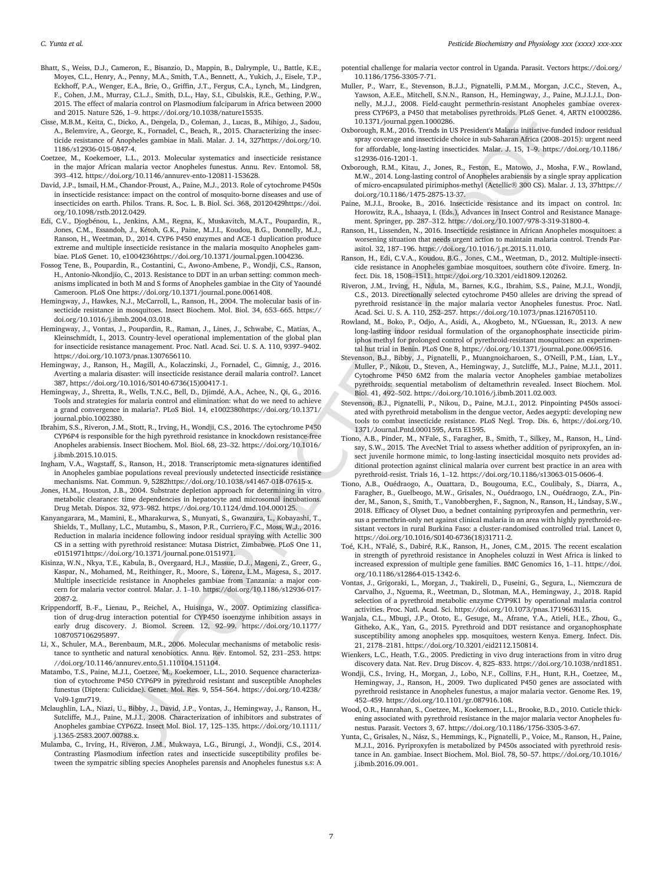Bhatt, S., Weiss, D.J., Cameron, E., Bisanzio, D., Mappin, B., Dalrymple, U., Battle, K.E., Moyes, C.L., Henry, A., Penny, M.A., Smith, T.A., Bennett, A., Yukich, J., Eisele, T.P., Eckhoff, P.A., Wenger, E.A., Brie, O., Griffin, J.T., Fergus, C.A., Lynch, M., Lindgren, F., Cohen, J.M., Murray, C.L.J., Smith, D.L., Hay, S.I., Cibulskis, R.E., Gething, P.W., 2015. The effect of malaria control on Plasmodium falciparum in Africa between 2000 and 2015. Nature 526, 1–9. https://doi.org/10.1038/nature15535.

Cisse, M.B.M., Keita, C., Dicko, A., Dengela, D., Coleman, J., Lucas, B., Mihigo, J., Sadou, A., Belemvire, A., George, K., Fornadel, C., Beach, R., 2015. Characterizing the insecticide resistance of Anopheles gambiae in Mali. Malar. J. 14, 327https://doi.org/10.1186/s12936-015-0847-4.

Coetzee, M., Koekemoer, L.L., 2013. Molecular systematics and insecticide resistance in the major African malaria vector Anopheles funestus. Annu. Rev. Entomol. 58, 393–412. https://doi.org/10.1146/annurev-ento-120811-153628.

David, J.P., Ismail, H.M., Chandor-Proust, A., Paine, M.J., 2013. Role of cytochrome P450s in insecticide resistance: impact on the control of mosquito-borne diseases and use of insecticides on earth. Philos. Trans. R. Soc. L. B. Biol. Sci. 368, 20120429https://doi.org/10.1098/rstb.2012.0429.

Edi, C.V., Djogbénou, L., Jenkins, A.M., Regna, K., Muskavitch, M.A.T., Poupardin, R., Jones, C.M., Essandoh, J., Kétoh, G.K., Paine, M.J.I., Koudou, B.G., Donnelly, M.J., Ranson, H., Weetman, D., 2014. CYP6 P450 enzymes and ACE-1 duplication produce extreme and multiple insecticide resistance in the malaria mosquito Anopheles gambiae. PLoS Genet. 10, e1004236https://doi.org/10.1371/journal.pgen.1004236.

Fossog Tene, B., Poupardin, R., Costantini, C., Awono-Ambene, P., Wondji, C.S., Ranson, H., Antonio-Nkondjio, C., 2013. Resistance to DDT in an urban setting: common mechanisms implicated in both M and S forms of Anopheles gambiae in the City of Yaoundé Cameroon. PLoS One https://doi.org/10.1371/journal.pone.0061408.

Hemingway, J., Hawkes, N.J., McCarroll, L., Ranson, H., 2004. The molecular basis of insecticide resistance in mosquitoes. Insect Biochem. Mol. Biol. 34, 653–665. https://doi.org/10.1016/j.ibmb.2004.03.018.

Hemingway, J., Vontas, J., Poupardin, R., Raman, J., Lines, J., Schwabe, C., Matias, A., Kleinschmidt, I., 2013. Country-level operational implementation of the global plan for insecticide resistance management. Proc. Natl. Acad. Sci. U. S. A. 110, 9397–9402. https://doi.org/10.1073/pnas.1307656110.

Hemingway, J., Ranson, H., Magill, A., Kolaczinski, J., Fornadel, C., Gimnig, J., 2016. Averting a malaria disaster: will insecticide resistance derail malaria control?. Lancet 387, https://doi.org/10.1016/S0140-6736(15)00417-1.

Hemingway, J., Shretta, R., Wells, T.N.C., Bell, D., Djimdé, A.A., Achee, N., Qi, G., 2016. Tools and strategies for malaria control and elimination: what do we need to achieve a grand convergence in malaria?. PLoS Biol. 14, e1002380https://doi.org/10.1371/journal.pbio.1002380.

Ibrahim, S.S., Riveron, J.M., Stott, R., Irving, H., Wondji, C.S., 2016. The cytochrome P450 CYP6P4 is responsible for the high pyrethroid resistance in knockdown resistance-free Anopheles arabiensis. Insect Biochem. Mol. Biol. 68, 23–32. https://doi.org/10.1016/j.ibmb.2015.10.015.

Ingham, V.A., Wagstaff, S., Ranson, H., 2018. Transcriptomic meta-signatures identified in Anopheles gambiae populations reveal previously undetected insecticide resistance mechanisms. Nat. Commun. 9, 5282https://doi.org/10.1038/s41467-018-07615-x.

Jones, H.M., Houston, J.B., 2004. Substrate depletion approach for determining in vitro metabolic clearance: time dependencies in hepatocyte and microsomal incubations. Drug Metab. Dispos. 32, 973–982. https://doi.org/10.1124/dmd.104.000125.

Kanyangarara, M., Mamini, E., Mharakurwa, S., Munyati, S., Gwanzura, L., Kobayashi, T., Shields, T., Mullany, L.C., Mutambu, S., Mason, P.R., Curriero, F.C., Moss, W.J., 2016. Reduction in malaria incidence following indoor residual spraying with Actellic 300 CS in a setting with pyrethroid resistance: Mutasa District, Zimbabwe. PLoS One 11, e0151971https://doi.org/10.1371/journal.pone.0151971.

Kisinza, W.N., Nkya, T.E., Kabula, B., Overgaard, H.J., Massue, D.J., Mageni, Z., Greer, G., Kaspar, N., Mohamed, M., Reithinger, R., Moore, S., Lorenz, L.M., Magesa, S., 2017. Multiple insecticide resistance in Anopheles gambiae from Tanzania: a major concern for malaria vector control. Malar. J. 1–10. https://doi.org/10.1186/s12936-017-2087-2.

Krippendorff, B.-F., Lienau, P., Reichel, A., Huisinga, W., 2007. Optimizing classification of drug-drug interaction potential for CYP450 isoenzyme inhibition assays in early drug discovery. J. Biomol. Screen. 12, 92–99. https://doi.org/10.1177/1087057106295897.

Li, X., Schuler, M.A., Berenbaum, M.R., 2006. Molecular mechanisms of metabolic resistance to synthetic and natural xenobiotics. Annu. Rev. Entomol. 52, 231–253. https://doi.org/10.1146/annurev.ento.51.110104.151104.

Matambo, T.S., Paine, M.J.I., Coetzee, M., Koekemoer, L.L., 2010. Sequence characterization of cytochrome P450 CYP6P9 in pyrethroid resistant and susceptible Anopheles funestus (Diptera: Culicidae). Genet. Mol. Res. 9, 554–564. https://doi.org/10.4238/Vol9-1gmr719.

Mclaughlin, L.A., Niazi, U., Bibby, J., David, J.P., Vontas, J., Hemingway, J., Ranson, H., Sutcliffe, M.J., Paine, M.J.I., 2008. Characterization of inhibitors and substrates of Anopheles gambiae CYP6Z2. Insect Mol. Biol. 17, 125–135. https://doi.org/10.1111/j.1365-2583.2007.00788.x.

Mulamba, C., Irving, H., Riveron, J.M., Mukwaya, L.G., Birungi, J., Wondji, C.S., 2014. Contrasting Plasmodium infection rates and insecticide susceptibility profiles between the sympatric sibling species Anopheles parensis and Anopheles funestus s.s: A potential challenge for malaria vector control in Uganda. Parasit. Vectors https://doi.org/10.1186/1756-3305-7-71.

Muller, P., Warr, E., Stevenson, B.J.J., Pignatelli, P.M.M., Morgan, J.C.C., Steven, A., Yawson, A.E.E., Mitchell, S.N.N., Ranson, H., Hemingway, J., Paine, M.J.I.J.I., Donnelly, M.J.J., 2008. Field-caught permethrin-resistant Anopheles gambiae overexpress CYP6P3, a P450 that metabolises pyrethroids. PLoS Genet. 4, ARTN e1000286. 10.1371/journal.pgen.1000286.

Oxborough, R.M., 2016. Trends in US President's Malaria initiative-funded indoor residual spray coverage and insecticide choice in sub-Saharan Africa (2008–2015): urgent need for affordable, long-lasting insecticides. Malar. J. 15, 1–9. https://doi.org/10.1186/s12936-016-1201-1.

Oxborough, R.M., Kitau, J., Jones, R., Feston, E., Matowo, J., Mosha, F.W., Rowland, M.W., 2014. Long-lasting control of Anopheles arabiensis by a single spray application of micro-encapsulated pirimiphos-methyl (Actellic® 300 CS). Malar. J. 13, 37https://doi.org/10.1186/1475-2875-13-37.

Paine, M.J.I., Brooke, B., 2016. Insecticide resistance and its impact on control. In: Horowitz, R.A., Ishaaya, I. (Eds.), Advances in Insect Control and Resistance Management. Springer, pp. 287–312. https://doi.org/10.1007/978-3-319-31800-4.

Ranson, H., Lissenden, N., 2016. Insecticide resistance in African Anopheles mosquitoes: a worsening situation that needs urgent action to maintain malaria control. Trends Parasitol. 32, 187–196. https://doi.org/10.1016/j.pt.2015.11.010.

Ranson, H., Edi, C.V.A., Koudou, B.G., Jones, C.M., Weetman, D., 2012. Multiple-insecticide resistance in Anopheles gambiae mosquitoes, southern côte d'ivoire. Emerg. Infect. Dis. 18, 1508–1511. https://doi.org/10.3201/eid1809.120262.

Riveron, J.M., Irving, H., Ndula, M., Barnes, K.G., Ibrahim, S.S., Paine, M.J.I., Wondji, C.S., 2013. Directionally selected cytochrome P450 alleles are driving the spread of pyrethroid resistance in the major malaria vector Anopheles funestus. Proc. Natl. Acad. Sci. U. S. A. 110, 252–257. https://doi.org/10.1073/pnas.1216705110.

Rowland, M., Boko, P., Odjo, A., Asidi, A., Akogbeto, M., N'Guessan, R., 2013. A new long-lasting indoor residual formulation of the organophosphate insecticide pirimiphos methyl for prolonged control of pyrethroid-resistant mosquitoes: an experimental hut trial in Benin. PLoS One 8, https://doi.org/10.1371/journal.pone.0069516.

Stevenson, B.J., Bibby, J., Pignatelli, P., Muangnoicharoen, S., O'Neill, P.M., Lian, L.Y., Muller, P., Nikou, D., Steven, A., Hemingway, J., Sutcliffe, M.J., Paine, M.J.I., 2011. Cytochrome P450 6M2 from the malaria vector Anopheles gambiae metabolizes pyrethroids: sequential metabolism of deltamethrin revealed. Insect Biochem. Mol. Biol. 41, 492–502. https://doi.org/10.1016/j.ibmb.2011.02.003.

Stevenson, B.J., Pignatelli, P., Nikou, D., Paine, M.J.I., 2012. Pinpointing P450s associated with pyrethroid metabolism in the dengue vector, Aedes aegypti: developing new tools to combat insecticide resistance. PLoS Negl. Trop. Dis. 6, https://doi.org/10.1371/Journal.Pntd.0001595, Artn E1595.

Tiono, A.B., Pinder, M., N'Fale, S., Faragher, B., Smith, T., Silkey, M., Ranson, H., Lindsay, S.W., 2015. The AvecNet Trial to assess whether addition of pyriproxyfen, an insect juvenile hormone mimic, to long-lasting insecticidal mosquito nets provides additional protection against clinical malaria over current best practice in an area with pyrethroid-resist. Trials 16, 1–12. https://doi.org/10.1186/s13063-015-0606-4.

Tiono, A.B., Ouédraogo, A., Ouattara, D., Bougouma, E.C., Coulibaly, S., Diarra, A., Faragher, B., Guelbeogo, M.W., Grisales, N., Ouédraogo, I.N., Ouédraogo, Z.A., Pinder, M., Sanon, S., Smith, T., Vanobberghen, F., Sagnon, N., Ranson, H., Lindsay, S.W., 2018. Efficacy of Olyset Duo, a bednet containing pyriproxyfen and permethrin, versus a permethrin-only net against clinical malaria in an area with highly pyrethroid-resistant vectors in rural Burkina Faso: a cluster-randomised controlled trial. Lancet 0, https://doi.org/10.1016/S0140-6736(18)31711-2.

Toé, K.H., N'Falé, S., Dabiré, R.K., Ranson, H., Jones, C.M., 2015. The recent escalation in strength of pyrethroid resistance in Anopheles coluzzi in West Africa is linked to increased expression of multiple gene families. BMC Genomics 16, 1–11. https://doi.org/10.1186/s12864-015-1342-6.

Vontas, J., Grigoraki, L., Morgan, J., Tsakireli, D., Fuseini, G., Segura, L., Niemczura de Carvalho, J., Nguema, R., Weetman, D., Slotman, M.A., Hemingway, J., 2018. Rapid selection of a pyrethroid metabolic enzyme CYP9K1 by operational malaria control activities. Proc. Natl. Acad. Sci. https://doi.org/10.1073/pnas.1719663115.

Wanjala, C.L., Mbugi, J.P., Ototo, E., Gesuge, M., Afrane, Y.A., Atieli, H.E., Zhou, G., Githeko, A.K., Yan, G., 2015. Pyrethroid and DDT resistance and organophosphate susceptibility among anopheles spp. mosquitoes, western Kenya. Emerg. Infect. Dis. 21, 2178–2181. https://doi.org/10.3201/eid2112.150814.

Wienkers, L.C., Heath, T.G., 2005. Predicting in vivo drug interactions from in vitro drug discovery data. Nat. Rev. Drug Discov. 4, 825–833. https://doi.org/10.1038/nrd1851.

Wondji, C.S., Irving, H., Morgan, J., Lobo, N.F., Collins, F.H., Hunt, R.H., Coetzee, M., Hemingway, J., Ranson, H., 2009. Two duplicated P450 genes are associated with pyrethroid resistance in Anopheles funestus, a major malaria vector. Genome Res. 19, 452–459. https://doi.org/10.1101/gr.087916.108.

Wood, O.R., Hanrahan, S., Coetzee, M., Koekemoer, L.L., Brooke, B.D., 2010. Cuticle thickening associated with pyrethroid resistance in the major malaria vector Anopheles funestus. Parasit. Vectors 3, 67. https://doi.org/10.1186/1756-3305-3-67.

Yunta, C., Grisales, N., Nász, S., Hemmings, K., Pignatelli, P., Voice, M., Ranson, H., Paine, M.J.I., 2016. Pyriproxyfen is metabolized by P450s associated with pyrethroid resistance in An. gambiae. Insect Biochem. Mol. Biol. 78, 50–57. https://doi.org/10.1016/j.ibmb.2016.09.001.